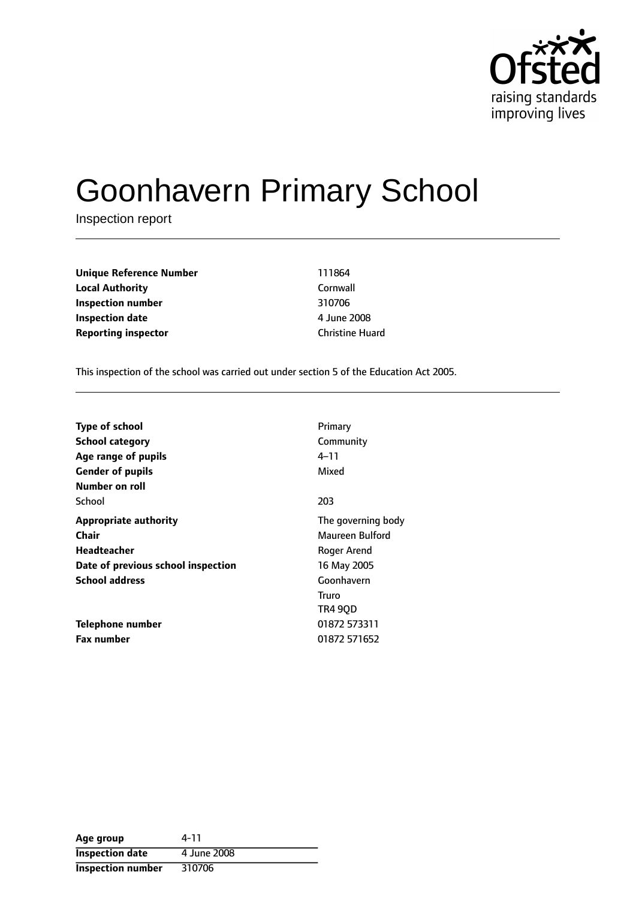Ofsted
raising standards
improving lives

# Goonhavern Primary School

Inspection report

| | |
|---|---|
| **Unique Reference Number** | 111864 |
| **Local Authority** | Cornwall |
| **Inspection number** | 310706 |
| **Inspection date** | 4 June 2008 |
| **Reporting inspector** | Christine Huard |

This inspection of the school was carried out under section 5 of the Education Act 2005.

| | |
|---|---|
| **Type of school** | Primary |
| **School category** | Community |
| **Age range of pupils** | 4–11 |
| **Gender of pupils** | Mixed |
| **Number on roll** | |
| School | 203 |
| **Appropriate authority** | The governing body |
| **Chair** | Maureen Bulford |
| **Headteacher** | Roger Arend |
| **Date of previous school inspection** | 16 May 2005 |
| **School address** | Goonhavern<br>Truro<br>TR4 9QD |
| **Telephone number** | 01872 573311 |
| **Fax number** | 01872 571652 |

| | |
|---|---|
| **Age group** | 4-11 |
| **Inspection date** | 4 June 2008 |
| **Inspection number** | 310706 |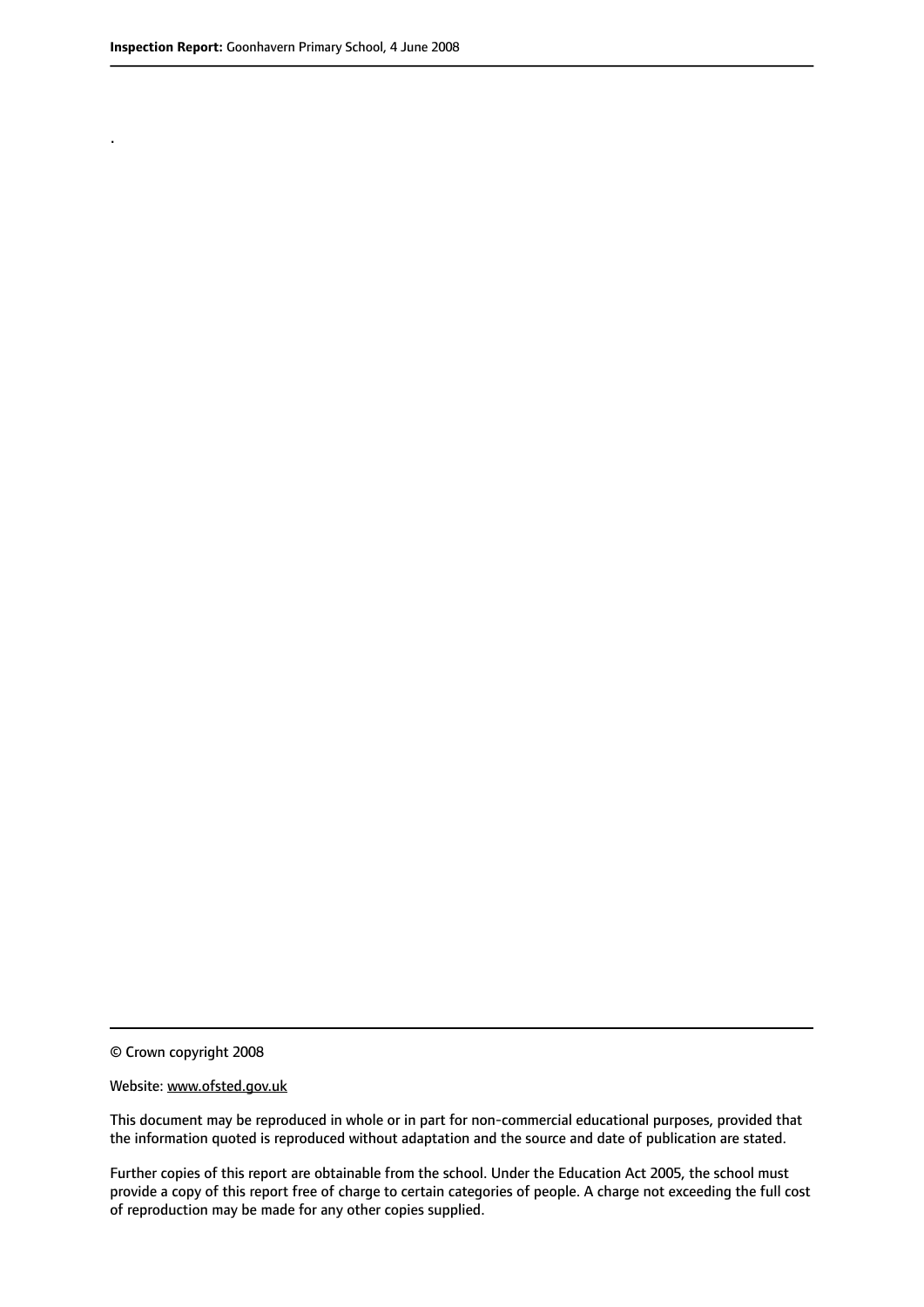.

© Crown copyright 2008

Website: www.ofsted.gov.uk

This document may be reproduced in whole or in part for non-commercial educational purposes, provided that the information quoted is reproduced without adaptation and the source and date of publication are stated.

Further copies of this report are obtainable from the school. Under the Education Act 2005, the school must provide a copy of this report free of charge to certain categories of people. A charge not exceeding the full cost of reproduction may be made for any other copies supplied.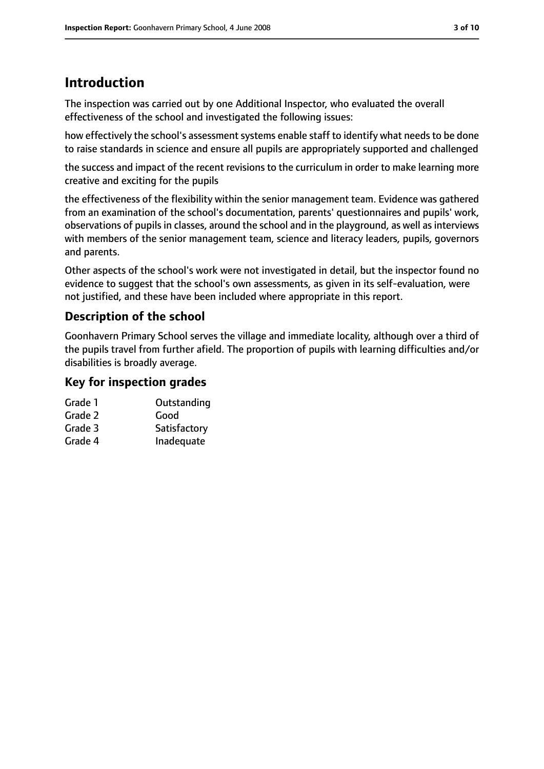# Introduction

The inspection was carried out by one Additional Inspector, who evaluated the overall effectiveness of the school and investigated the following issues:

how effectively the school's assessment systems enable staff to identify what needs to be done to raise standards in science and ensure all pupils are appropriately supported and challenged

the success and impact of the recent revisions to the curriculum in order to make learning more creative and exciting for the pupils

the effectiveness of the flexibility within the senior management team. Evidence was gathered from an examination of the school's documentation, parents' questionnaires and pupils' work, observations of pupils in classes, around the school and in the playground, as well as interviews with members of the senior management team, science and literacy leaders, pupils, governors and parents.

Other aspects of the school's work were not investigated in detail, but the inspector found no evidence to suggest that the school's own assessments, as given in its self-evaluation, were not justified, and these have been included where appropriate in this report.

## Description of the school

Goonhavern Primary School serves the village and immediate locality, although over a third of the pupils travel from further afield. The proportion of pupils with learning difficulties and/or disabilities is broadly average.

## Key for inspection grades

| | |
|---|---|
| Grade 1 | Outstanding |
| Grade 2 | Good |
| Grade 3 | Satisfactory |
| Grade 4 | Inadequate |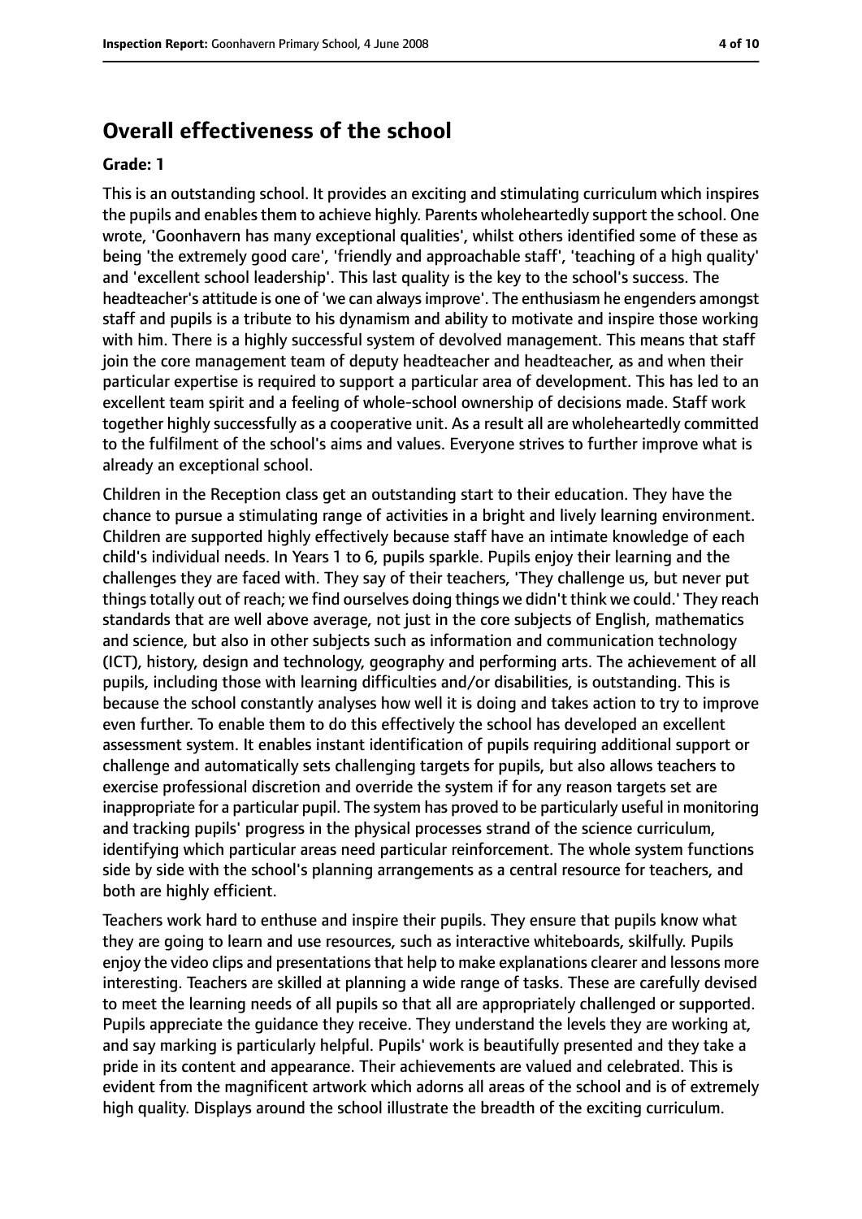## Overall effectiveness of the school

**Grade: 1**

This is an outstanding school. It provides an exciting and stimulating curriculum which inspires the pupils and enables them to achieve highly. Parents wholeheartedly support the school. One wrote, 'Goonhavern has many exceptional qualities', whilst others identified some of these as being 'the extremely good care', 'friendly and approachable staff', 'teaching of a high quality' and 'excellent school leadership'. This last quality is the key to the school's success. The headteacher's attitude is one of 'we can always improve'. The enthusiasm he engenders amongst staff and pupils is a tribute to his dynamism and ability to motivate and inspire those working with him. There is a highly successful system of devolved management. This means that staff join the core management team of deputy headteacher and headteacher, as and when their particular expertise is required to support a particular area of development. This has led to an excellent team spirit and a feeling of whole-school ownership of decisions made. Staff work together highly successfully as a cooperative unit. As a result all are wholeheartedly committed to the fulfilment of the school's aims and values. Everyone strives to further improve what is already an exceptional school.

Children in the Reception class get an outstanding start to their education. They have the chance to pursue a stimulating range of activities in a bright and lively learning environment. Children are supported highly effectively because staff have an intimate knowledge of each child's individual needs. In Years 1 to 6, pupils sparkle. Pupils enjoy their learning and the challenges they are faced with. They say of their teachers, 'They challenge us, but never put things totally out of reach; we find ourselves doing things we didn't think we could.' They reach standards that are well above average, not just in the core subjects of English, mathematics and science, but also in other subjects such as information and communication technology (ICT), history, design and technology, geography and performing arts. The achievement of all pupils, including those with learning difficulties and/or disabilities, is outstanding. This is because the school constantly analyses how well it is doing and takes action to try to improve even further. To enable them to do this effectively the school has developed an excellent assessment system. It enables instant identification of pupils requiring additional support or challenge and automatically sets challenging targets for pupils, but also allows teachers to exercise professional discretion and override the system if for any reason targets set are inappropriate for a particular pupil. The system has proved to be particularly useful in monitoring and tracking pupils' progress in the physical processes strand of the science curriculum, identifying which particular areas need particular reinforcement. The whole system functions side by side with the school's planning arrangements as a central resource for teachers, and both are highly efficient.

Teachers work hard to enthuse and inspire their pupils. They ensure that pupils know what they are going to learn and use resources, such as interactive whiteboards, skilfully. Pupils enjoy the video clips and presentations that help to make explanations clearer and lessons more interesting. Teachers are skilled at planning a wide range of tasks. These are carefully devised to meet the learning needs of all pupils so that all are appropriately challenged or supported. Pupils appreciate the guidance they receive. They understand the levels they are working at, and say marking is particularly helpful. Pupils' work is beautifully presented and they take a pride in its content and appearance. Their achievements are valued and celebrated. This is evident from the magnificent artwork which adorns all areas of the school and is of extremely high quality. Displays around the school illustrate the breadth of the exciting curriculum.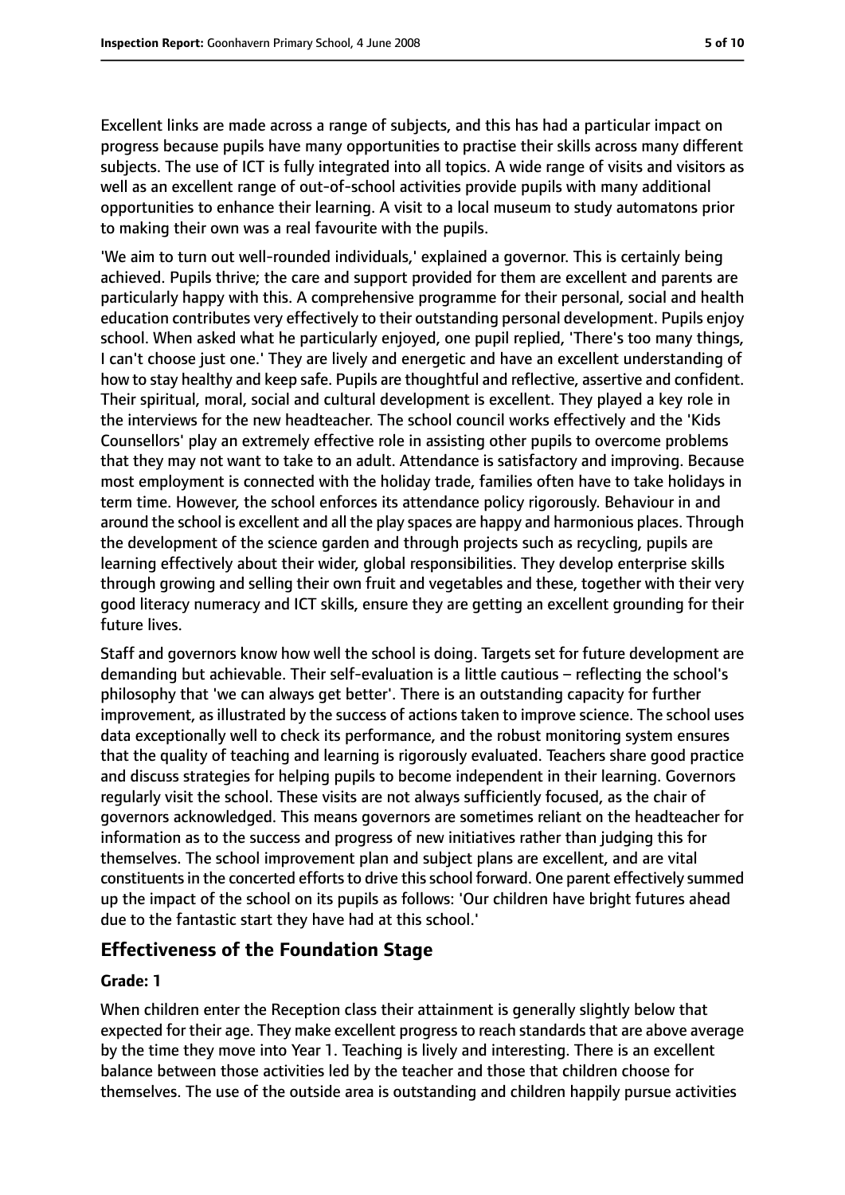Excellent links are made across a range of subjects, and this has had a particular impact on progress because pupils have many opportunities to practise their skills across many different subjects. The use of ICT is fully integrated into all topics. A wide range of visits and visitors as well as an excellent range of out-of-school activities provide pupils with many additional opportunities to enhance their learning. A visit to a local museum to study automatons prior to making their own was a real favourite with the pupils.

'We aim to turn out well-rounded individuals,' explained a governor. This is certainly being achieved. Pupils thrive; the care and support provided for them are excellent and parents are particularly happy with this. A comprehensive programme for their personal, social and health education contributes very effectively to their outstanding personal development. Pupils enjoy school. When asked what he particularly enjoyed, one pupil replied, 'There's too many things, I can't choose just one.' They are lively and energetic and have an excellent understanding of how to stay healthy and keep safe. Pupils are thoughtful and reflective, assertive and confident. Their spiritual, moral, social and cultural development is excellent. They played a key role in the interviews for the new headteacher. The school council works effectively and the 'Kids Counsellors' play an extremely effective role in assisting other pupils to overcome problems that they may not want to take to an adult. Attendance is satisfactory and improving. Because most employment is connected with the holiday trade, families often have to take holidays in term time. However, the school enforces its attendance policy rigorously. Behaviour in and around the school is excellent and all the play spaces are happy and harmonious places. Through the development of the science garden and through projects such as recycling, pupils are learning effectively about their wider, global responsibilities. They develop enterprise skills through growing and selling their own fruit and vegetables and these, together with their very good literacy numeracy and ICT skills, ensure they are getting an excellent grounding for their future lives.

Staff and governors know how well the school is doing. Targets set for future development are demanding but achievable. Their self-evaluation is a little cautious – reflecting the school's philosophy that 'we can always get better'. There is an outstanding capacity for further improvement, as illustrated by the success of actions taken to improve science. The school uses data exceptionally well to check its performance, and the robust monitoring system ensures that the quality of teaching and learning is rigorously evaluated. Teachers share good practice and discuss strategies for helping pupils to become independent in their learning. Governors regularly visit the school. These visits are not always sufficiently focused, as the chair of governors acknowledged. This means governors are sometimes reliant on the headteacher for information as to the success and progress of new initiatives rather than judging this for themselves. The school improvement plan and subject plans are excellent, and are vital constituents in the concerted efforts to drive this school forward. One parent effectively summed up the impact of the school on its pupils as follows: 'Our children have bright futures ahead due to the fantastic start they have had at this school.'

## Effectiveness of the Foundation Stage

**Grade: 1**

When children enter the Reception class their attainment is generally slightly below that expected for their age. They make excellent progress to reach standards that are above average by the time they move into Year 1. Teaching is lively and interesting. There is an excellent balance between those activities led by the teacher and those that children choose for themselves. The use of the outside area is outstanding and children happily pursue activities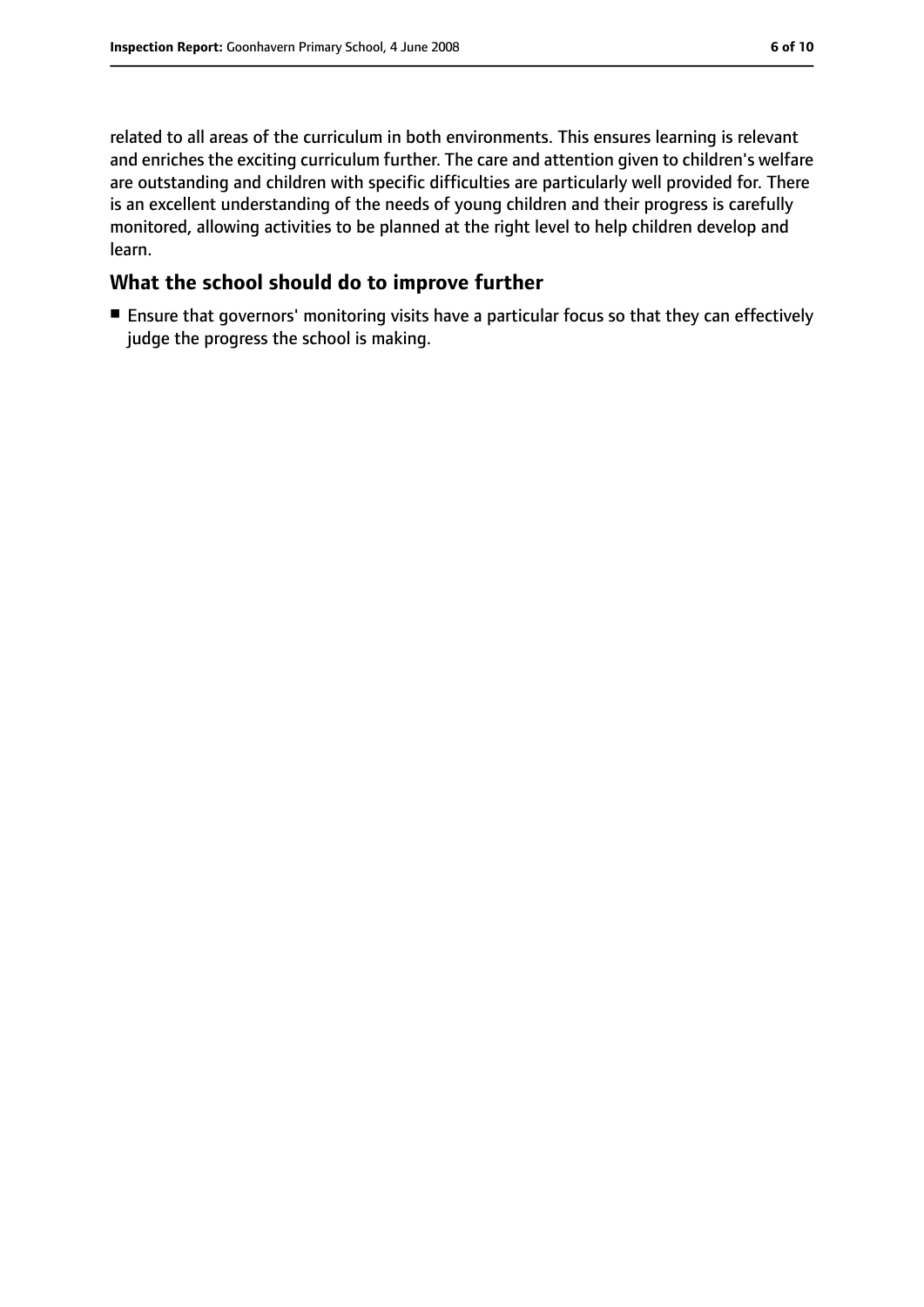related to all areas of the curriculum in both environments. This ensures learning is relevant and enriches the exciting curriculum further. The care and attention given to children's welfare are outstanding and children with specific difficulties are particularly well provided for. There is an excellent understanding of the needs of young children and their progress is carefully monitored, allowing activities to be planned at the right level to help children develop and learn.

## What the school should do to improve further

- Ensure that governors' monitoring visits have a particular focus so that they can effectively judge the progress the school is making.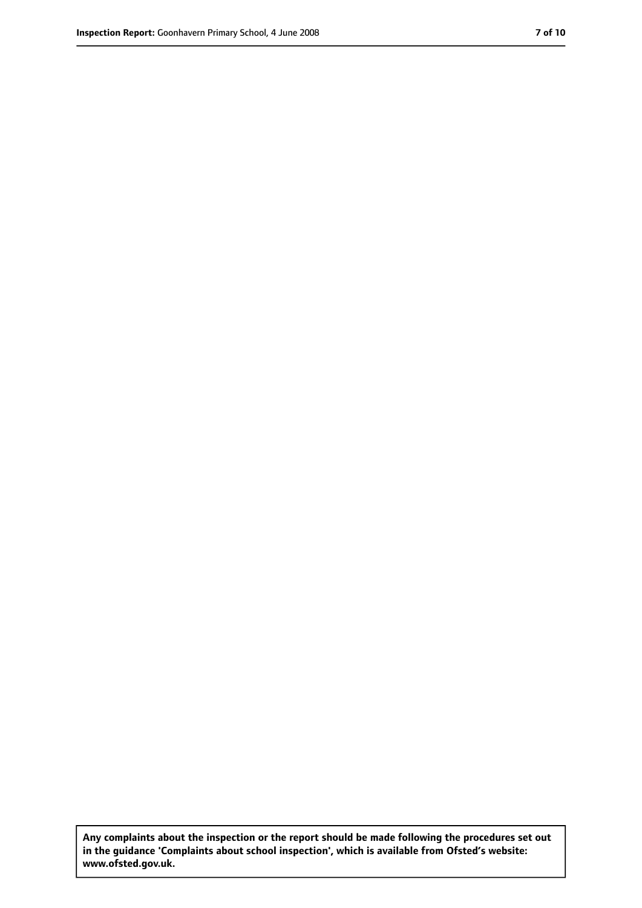**Any complaints about the inspection or the report should be made following the procedures set out in the guidance 'Complaints about school inspection', which is available from Ofsted's website: www.ofsted.gov.uk.**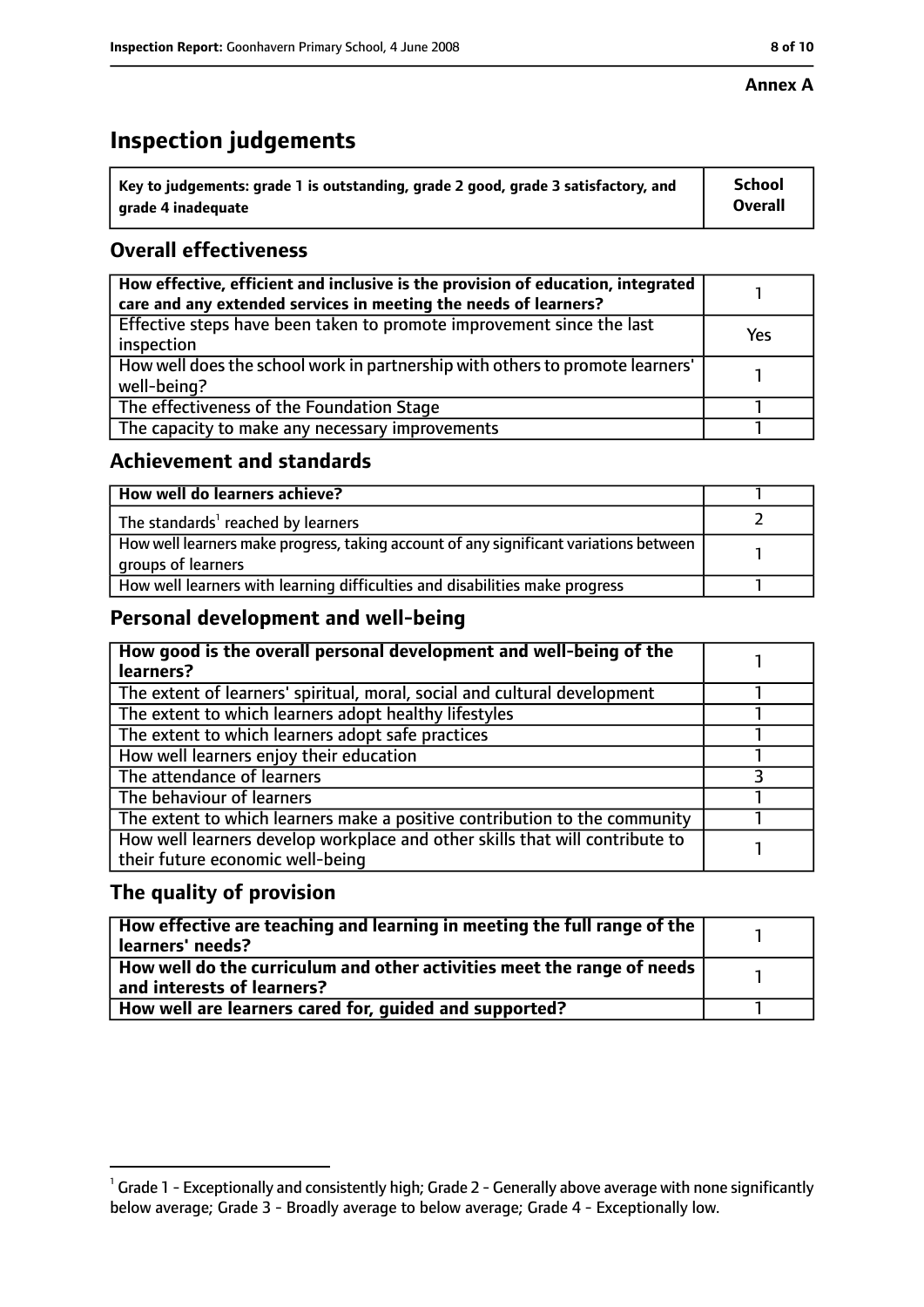**Annex A**

# Inspection judgements

| Key to judgements: grade 1 is outstanding, grade 2 good, grade 3 satisfactory, and grade 4 inadequate | School Overall |
| --- | --- |

## Overall effectiveness

| | |
| --- | --- |
| How effective, efficient and inclusive is the provision of education, integrated care and any extended services in meeting the needs of learners? | 1 |
| Effective steps have been taken to promote improvement since the last inspection | Yes |
| How well does the school work in partnership with others to promote learners' well-being? | 1 |
| The effectiveness of the Foundation Stage | 1 |
| The capacity to make any necessary improvements | 1 |

## Achievement and standards

| | |
| --- | --- |
| How well do learners achieve? | 1 |
| The standards[1] reached by learners | 2 |
| How well learners make progress, taking account of any significant variations between groups of learners | 1 |
| How well learners with learning difficulties and disabilities make progress | 1 |

## Personal development and well-being

| | |
| --- | --- |
| How good is the overall personal development and well-being of the learners? | 1 |
| The extent of learners' spiritual, moral, social and cultural development | 1 |
| The extent to which learners adopt healthy lifestyles | 1 |
| The extent to which learners adopt safe practices | 1 |
| How well learners enjoy their education | 1 |
| The attendance of learners | 3 |
| The behaviour of learners | 1 |
| The extent to which learners make a positive contribution to the community | 1 |
| How well learners develop workplace and other skills that will contribute to their future economic well-being | 1 |

## The quality of provision

| | |
| --- | --- |
| How effective are teaching and learning in meeting the full range of the learners' needs? | 1 |
| How well do the curriculum and other activities meet the range of needs and interests of learners? | 1 |
| How well are learners cared for, guided and supported? | 1 |

[1] Grade 1 - Exceptionally and consistently high; Grade 2 - Generally above average with none significantly below average; Grade 3 - Broadly average to below average; Grade 4 - Exceptionally low.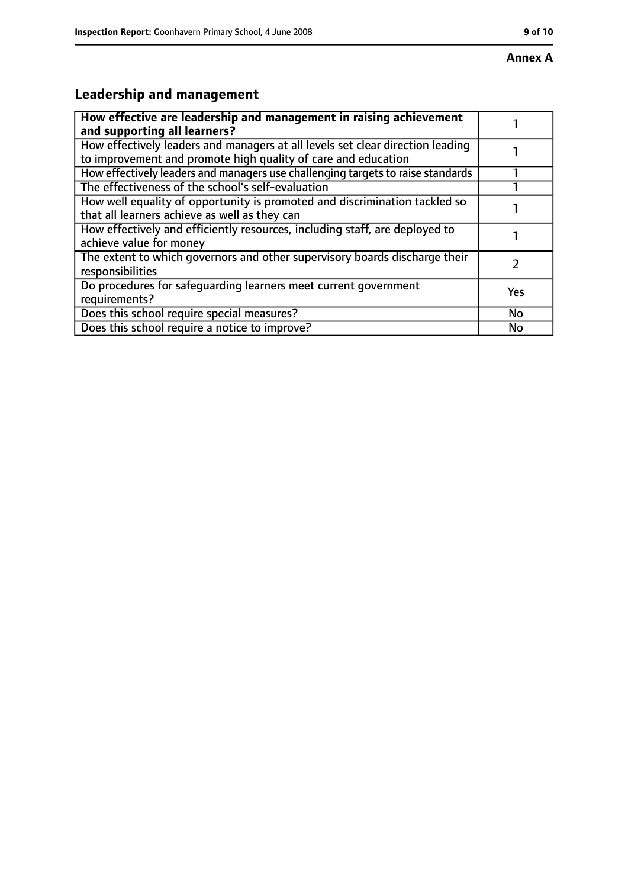**Annex A**

## Leadership and management

| How effective are leadership and management in raising achievement and supporting all learners? | 1 |
|---|---|
| How effectively leaders and managers at all levels set clear direction leading to improvement and promote high quality of care and education | 1 |
| How effectively leaders and managers use challenging targets to raise standards | 1 |
| The effectiveness of the school's self-evaluation | 1 |
| How well equality of opportunity is promoted and discrimination tackled so that all learners achieve as well as they can | 1 |
| How effectively and efficiently resources, including staff, are deployed to achieve value for money | 1 |
| The extent to which governors and other supervisory boards discharge their responsibilities | 2 |
| Do procedures for safeguarding learners meet current government requirements? | Yes |
| Does this school require special measures? | No |
| Does this school require a notice to improve? | No |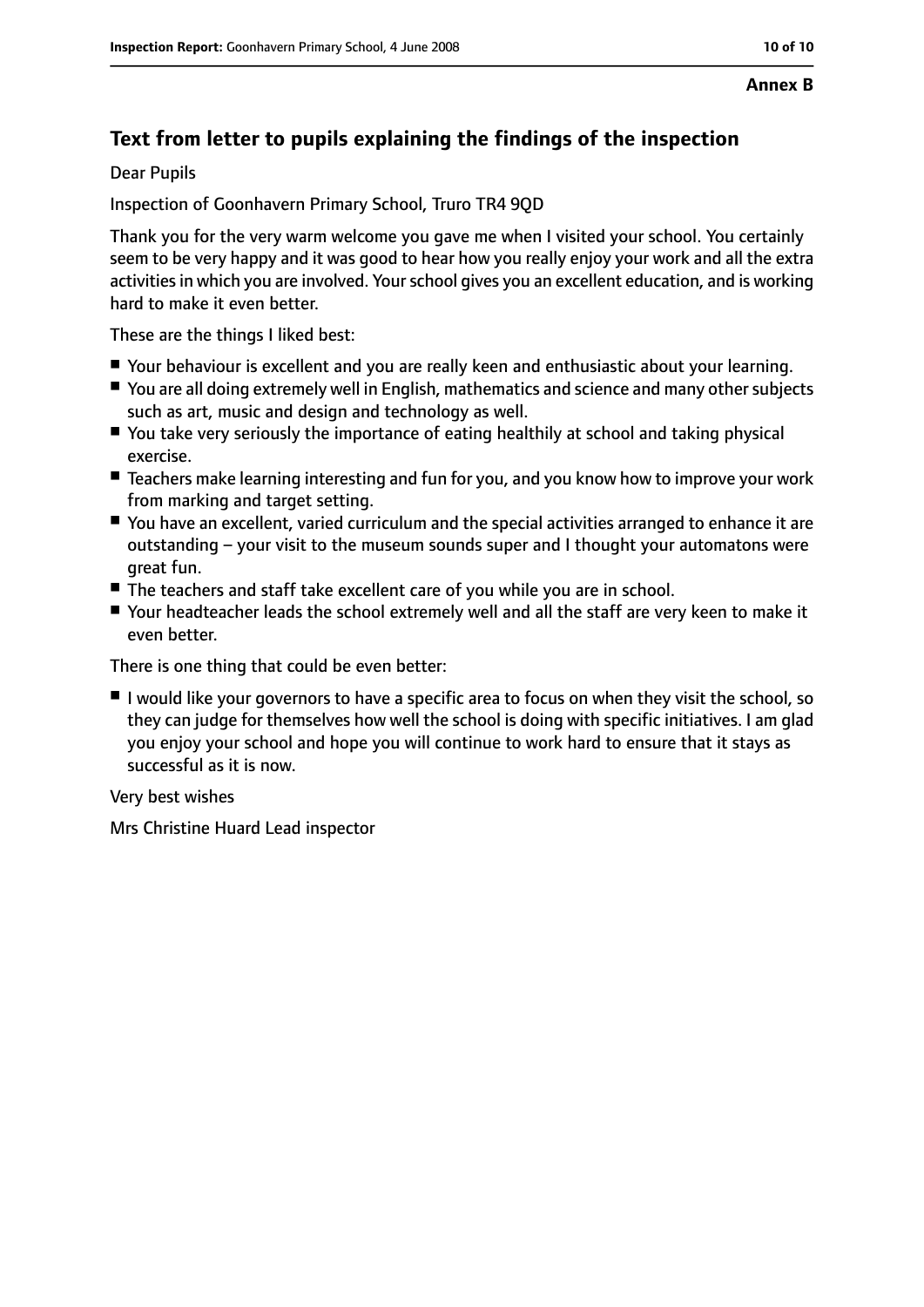**Annex B**

## Text from letter to pupils explaining the findings of the inspection

Dear Pupils

Inspection of Goonhavern Primary School, Truro TR4 9QD

Thank you for the very warm welcome you gave me when I visited your school. You certainly seem to be very happy and it was good to hear how you really enjoy your work and all the extra activities in which you are involved. Your school gives you an excellent education, and is working hard to make it even better.

These are the things I liked best:

- Your behaviour is excellent and you are really keen and enthusiastic about your learning.
- You are all doing extremely well in English, mathematics and science and many other subjects such as art, music and design and technology as well.
- You take very seriously the importance of eating healthily at school and taking physical exercise.
- Teachers make learning interesting and fun for you, and you know how to improve your work from marking and target setting.
- You have an excellent, varied curriculum and the special activities arranged to enhance it are outstanding – your visit to the museum sounds super and I thought your automatons were great fun.
- The teachers and staff take excellent care of you while you are in school.
- Your headteacher leads the school extremely well and all the staff are very keen to make it even better.

There is one thing that could be even better:

- I would like your governors to have a specific area to focus on when they visit the school, so they can judge for themselves how well the school is doing with specific initiatives. I am glad you enjoy your school and hope you will continue to work hard to ensure that it stays as successful as it is now.

Very best wishes

Mrs Christine Huard Lead inspector